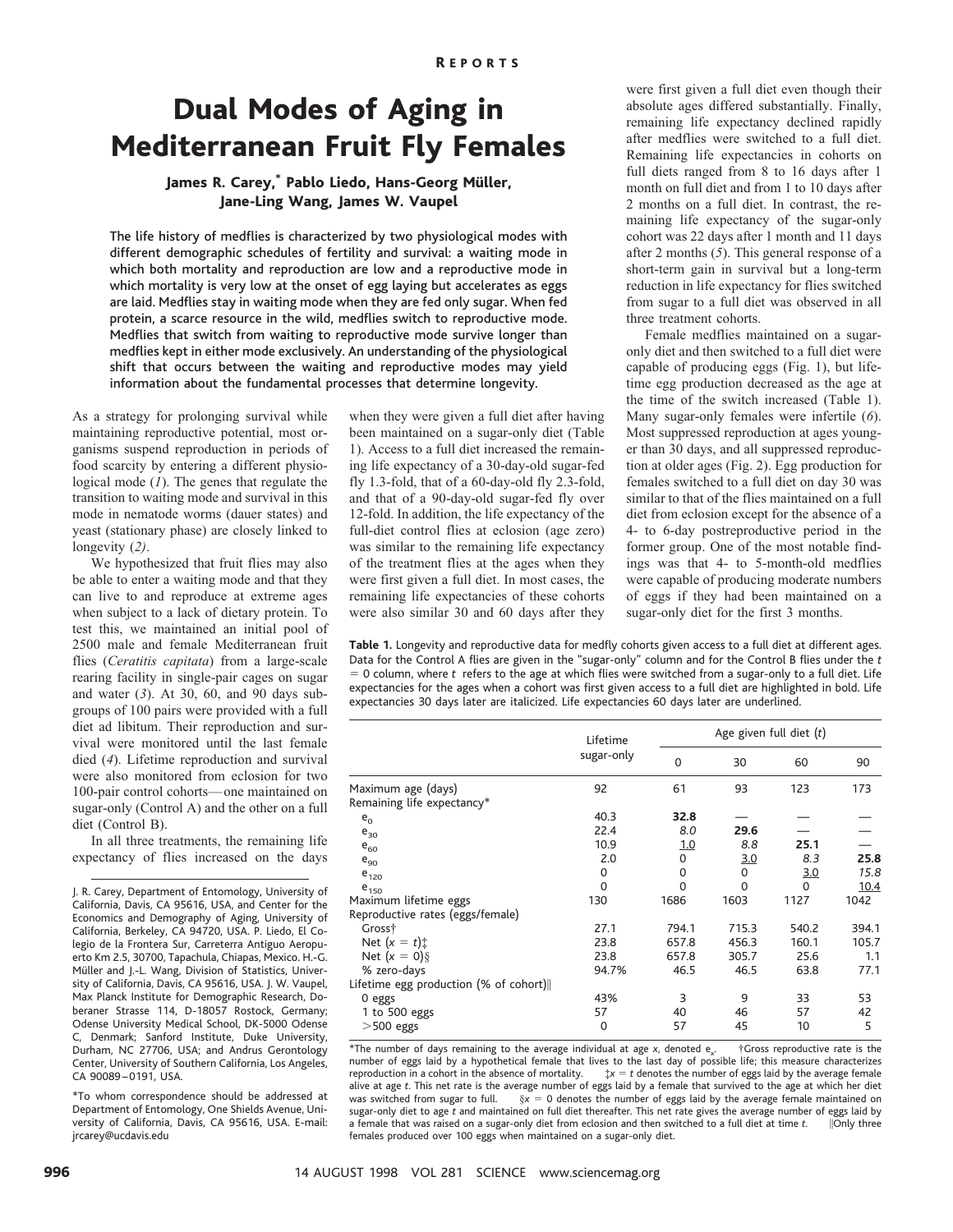# Dual Modes of Aging in Mediterranean Fruit Fly Females

**James R. Carey,* Pablo Liedo, Hans-Georg Müller, Jane-Ling Wang, James W. Vaupel**

**The life history of medflies is characterized by two physiological modes with different demographic schedules of fertility and survival: a waiting mode in which both mortality and reproduction are low and a reproductive mode in which mortality is very low at the onset of egg laying but accelerates as eggs are laid. Medflies stay in waiting mode when they are fed only sugar. When fed protein, a scarce resource in the wild, medflies switch to reproductive mode. Medflies that switch from waiting to reproductive mode survive longer than medflies kept in either mode exclusively. An understanding of the physiological shift that occurs between the waiting and reproductive modes may yield information about the fundamental processes that determine longevity.**

As a strategy for prolonging survival while maintaining reproductive potential, most organisms suspend reproduction in periods of food scarcity by entering a different physiological mode (*1*). The genes that regulate the transition to waiting mode and survival in this mode in nematode worms (dauer states) and yeast (stationary phase) are closely linked to longevity (*2*).

We hypothesized that fruit flies may also be able to enter a waiting mode and that they can live to and reproduce at extreme ages when subject to a lack of dietary protein. To test this, we maintained an initial pool of 2500 male and female Mediterranean fruit flies (*Ceratitis capitata*) from a large-scale rearing facility in single-pair cages on sugar and water (*3*). At 30, 60, and 90 days subgroups of 100 pairs were provided with a full diet ad libitum. Their reproduction and survival were monitored until the last female died (*4*). Lifetime reproduction and survival were also monitored from eclosion for two 100-pair control cohorts—one maintained on sugar-only (Control A) and the other on a full diet (Control B).

In all three treatments, the remaining life expectancy of flies increased on the days when they were given a full diet after having been maintained on a sugar-only diet (Table 1). Access to a full diet increased the remaining life expectancy of a 30-day-old sugar-fed fly 1.3-fold, that of a 60-day-old fly 2.3-fold, and that of a 90-day-old sugar-fed fly over 12-fold. In addition, the life expectancy of the full-diet control flies at eclosion (age zero) was similar to the remaining life expectancy of the treatment flies at the ages when they were first given a full diet. In most cases, the remaining life expectancies of these cohorts were also similar 30 and 60 days after they were first given a full diet even though their absolute ages differed substantially. Finally, remaining life expectancy declined rapidly after medflies were switched to a full diet. Remaining life expectancies in cohorts on full diets ranged from 8 to 16 days after 1 month on full diet and from 1 to 10 days after 2 months on a full diet. In contrast, the remaining life expectancy of the sugar-only cohort was 22 days after 1 month and 11 days after 2 months (*5*). This general response of a short-term gain in survival but a long-term reduction in life expectancy for flies switched from sugar to a full diet was observed in all three treatment cohorts.

Female medflies maintained on a sugar-only diet and then switched to a full diet were capable of producing eggs (Fig. 1), but lifetime egg production decreased as the age at the time of the switch increased (Table 1). Many sugar-only females were infertile (*6*). Most suppressed reproduction at ages younger than 30 days, and all suppressed reproduction at older ages (Fig. 2). Egg production for females switched to a full diet on day 30 was similar to that of the flies maintained on a full diet from eclosion except for the absence of a 4- to 6-day postreproductive period in the former group. One of the most notable findings was that 4- to 5-month-old medflies were capable of producing moderate numbers of eggs if they had been maintained on a sugar-only diet for the first 3 months.

J. R. Carey, Department of Entomology, University of California, Davis, CA 95616, USA, and Center for the Economics and Demography of Aging, University of California, Berkeley, CA 94720, USA. P. Liedo, El Colegio de la Frontera Sur, Carreterra Antiguo Aeropuerto Km 2.5, 30700, Tapachula, Chiapas, Mexico. H.-G. Müller and J.-L. Wang, Division of Statistics, University of California, Davis, CA 95616, USA. J. W. Vaupel, Max Planck Institute for Demographic Research, Doberaner Strasse 114, D-18057 Rostock, Germany; Odense University Medical School, DK-5000 Odense C, Denmark; Sanford Institute, Duke University, Durham, NC 27706, USA; and Andrus Gerontology Center, University of Southern California, Los Angeles, CA 90089–0191, USA.

*To whom correspondence should be addressed at Department of Entomology, One Shields Avenue, University of California, Davis, CA 95616, USA. E-mail: jrcarey@ucdavis.edu

**Table 1.** Longevity and reproductive data for medfly cohorts given access to a full diet at different ages. Data for the Control A flies are given in the "sugar-only" column and for the Control B flies under the $t = 0$ column, where $t$ refers to the age at which flies were switched from a sugar-only to a full diet. Life expectancies for the ages when a cohort was first given access to a full diet are highlighted in bold. Life expectancies 30 days later are italicized. Life expectancies 60 days later are underlined.

| | Lifetime sugar-only | Age given full diet ($t$) | | | |
|---|---|---|---|---|---|
| | | 0 | 30 | 60 | 90 |
| Maximum age (days) | 92 | 61 | 93 | 123 | 173 |
| Remaining life expectancy* | | | | | |
| $e_0$ | 40.3 | **32.8** | — | — | — |
| $e_{30}$ | 22.4 | *8.0* | **29.6** | — | — |
| $e_{60}$ | 10.9 | <u>1.0</u> | *8.8* | **25.1** | — |
| $e_{90}$ | 2.0 | 0 | <u>3.0</u> | *8.3* | **25.8** |
| $e_{120}$ | 0 | 0 | 0 | <u>3.0</u> | *15.8* |
| $e_{150}$ | 0 | 0 | 0 | 0 | <u>10.4</u> |
| Maximum lifetime eggs | 130 | 1686 | 1603 | 1127 | 1042 |
| Reproductive rates (eggs/female) | | | | | |
| Gross† | 27.1 | 794.1 | 715.3 | 540.2 | 394.1 |
| Net ($x = t$)‡ | 23.8 | 657.8 | 456.3 | 160.1 | 105.7 |
| Net ($x = 0$)§ | 23.8 | 657.8 | 305.7 | 25.6 | 1.1 |
| % zero-days | 94.7% | 46.5 | 46.5 | 63.8 | 77.1 |
| Lifetime egg production (% of cohort)‖ | | | | | |
| 0 eggs | 43% | 3 | 9 | 33 | 53 |
| 1 to 500 eggs | 57 | 40 | 46 | 57 | 42 |
| >500 eggs | 0 | 57 | 45 | 10 | 5 |

*The number of days remaining to the average individual at age $x$, denoted $e_x$. †Gross reproductive rate is the number of eggs laid by a hypothetical female that lives to the last day of possible life; this measure characterizes reproduction in a cohort in the absence of mortality. ‡$x = t$ denotes the number of eggs laid by the average female alive at age $t$. This net rate is the average number of eggs laid by a female that survived to the age at which her diet was switched from sugar to full. §$x = 0$ denotes the number of eggs laid by the average female maintained on sugar-only diet to age $t$ and maintained on full diet thereafter. This net rate gives the average number of eggs laid by a female that was raised on a sugar-only diet from eclosion and then switched to a full diet at time $t$. ‖Only three females produced over 100 eggs when maintained on a sugar-only diet.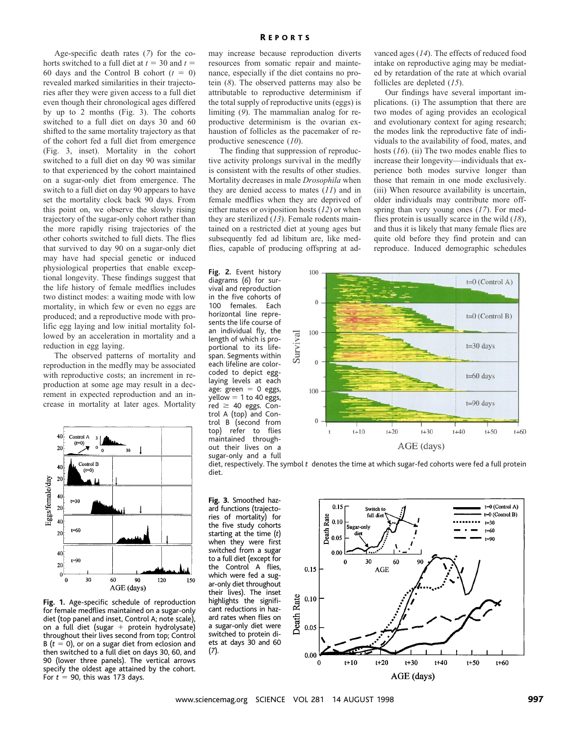Age-specific death rates (7) for the cohorts switched to a full diet at $t = 30$ and $t = 60$ days and the Control B cohort ($t = 0$) revealed marked similarities in their trajectories after they were given access to a full diet even though their chronological ages differed by up to 2 months (Fig. 3). The cohorts switched to a full diet on days 30 and 60 shifted to the same mortality trajectory as that of the cohort fed a full diet from emergence (Fig. 3, inset). Mortality in the cohort switched to a full diet on day 90 was similar to that experienced by the cohort maintained on a sugar-only diet from emergence. The switch to a full diet on day 90 appears to have set the mortality clock back 90 days. From this point on, we observe the slowly rising trajectory of the sugar-only cohort rather than the more rapidly rising trajectories of the other cohorts switched to full diets. The flies that survived to day 90 on a sugar-only diet may have had special genetic or induced physiological properties that enable exceptional longevity. These findings suggest that the life history of female medflies includes two distinct modes: a waiting mode with low mortality, in which few or even no eggs are produced; and a reproductive mode with prolific egg laying and low initial mortality followed by an acceleration in mortality and a reduction in egg laying.

The observed patterns of mortality and reproduction in the medfly may be associated with reproductive costs; an increment in reproduction at some age may result in a decrement in expected reproduction and an increase in mortality at later ages. Mortality may increase because reproduction diverts resources from somatic repair and maintenance, especially if the diet contains no protein (8). The observed patterns may also be attributable to reproductive determinism if the total supply of reproductive units (eggs) is limiting (9). The mammalian analog for reproductive determinism is the ovarian exhaustion of follicles as the pacemaker of reproductive senescence (10).

The finding that suppression of reproductive activity prolongs survival in the medfly is consistent with the results of other studies. Mortality decreases in male *Drosophila* when they are denied access to mates (11) and in female medflies when they are deprived of either mates or oviposition hosts (12) or when they are sterilized (13). Female rodents maintained on a restricted diet at young ages but subsequently fed ad libitum are, like medflies, capable of producing offspring at advanced ages (14). The effects of reduced food intake on reproductive aging may be mediated by retardation of the rate at which ovarian follicles are depleted (15).

Our findings have several important implications. (i) The assumption that there are two modes of aging provides an ecological and evolutionary context for aging research; the modes link the reproductive fate of individuals to the availability of food, mates, and hosts (16). (ii) The two modes enable flies to increase their longevity—individuals that experience both modes survive longer than those that remain in one mode exclusively. (iii) When resource availability is uncertain, older individuals may contribute more offspring than very young ones (17). For medflies protein is usually scarce in the wild (18), and thus it is likely that many female flies are quite old before they find protein and can reproduce. Induced demographic schedules

**Fig. 1.** Age-specific schedule of reproduction for female medflies maintained on a sugar-only diet (top panel and inset, Control A; note scale), on a full diet (sugar + protein hydrolysate) throughout their lives second from top; Control B ($t = 0$), or on a sugar diet from eclosion and then switched to a full diet on days 30, 60, and 90 (lower three panels). The vertical arrows specify the oldest age attained by the cohort. For $t = 90$, this was 173 days.

**Fig. 2.** Event history diagrams (6) for survival and reproduction in the five cohorts of 100 females. Each horizontal line represents the life course of an individual fly, the length of which is proportional to its lifespan. Segments within each lifeline are color-coded to depict egg-laying levels at each age: green = 0 eggs, yellow = 1 to 40 eggs, red ≥ 40 eggs. Control A (top) and Control B (second from top) refer to flies maintained throughout their lives on a sugar-only and a full diet, respectively. The symbol $t$ denotes the time at which sugar-fed cohorts were fed a full protein diet.

**Fig. 3.** Smoothed hazard functions (trajectories of mortality) for the five study cohorts starting at the time ($t$) when they were first switched from a sugar to a full diet (except for the Control A flies, which were fed a sugar-only diet throughout their lives). The inset highlights the significant reductions in hazard rates when flies on a sugar-only diet were switched to protein diets at days 30 and 60 (7).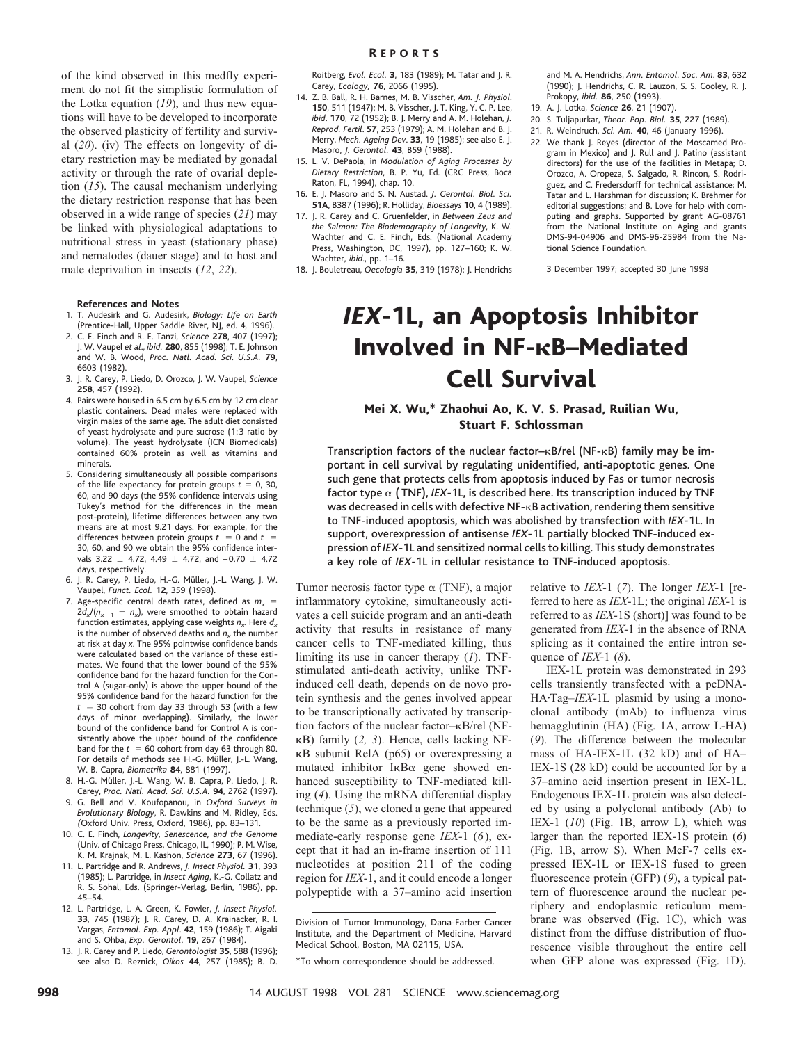of the kind observed in this medfly experiment do not fit the simplistic formulation of the Lotka equation (*19*), and thus new equations will have to be developed to incorporate the observed plasticity of fertility and survival (*20*). (iv) The effects on longevity of dietary restriction may be mediated by gonadal activity or through the rate of ovarial depletion (*15*). The causal mechanism underlying the dietary restriction response that has been observed in a wide range of species (*21*) may be linked with physiological adaptations to nutritional stress in yeast (stationary phase) and nematodes (dauer stage) and to host and mate deprivation in insects (*12*, *22*).

**References and Notes**

1. T. Audesirk and G. Audesirk, *Biology: Life on Earth* (Prentice-Hall, Upper Saddle River, NJ, ed. 4, 1996).
2. C. E. Finch and R. E. Tanzi, *Science* **278**, 407 (1997); J. W. Vaupel *et al.*, *ibid.* **280**, 855 (1998); T. E. Johnson and W. B. Wood, *Proc. Natl. Acad. Sci. U.S.A.* **79**, 6603 (1982).
3. J. R. Carey, P. Liedo, D. Orozco, J. W. Vaupel, *Science* **258**, 457 (1992).
4. Pairs were housed in 6.5 cm by 6.5 cm by 12 cm clear plastic containers. Dead males were replaced with virgin males of the same age. The adult diet consisted of yeast hydrolysate and pure sucrose (1:3 ratio by volume). The yeast hydrolysate (ICN Biomedicals) contained 60% protein as well as vitamins and minerals.
5. Considering simultaneously all possible comparisons of the life expectancy for protein groups $t$ = 0, 30, 60, and 90 days (the 95% confidence intervals using Tukey's method for the differences in the mean post-protein), lifetime differences between any two means are at most 9.21 days. For example, for the differences between protein groups $t$ = 0 and $t$ = 30, 60, and 90 we obtain the 95% confidence intervals 3.22 ± 4.72, 4.49 ± 4.72, and −0.70 ± 4.72 days, respectively.
6. J. R. Carey, P. Liedo, H.-G. Müller, J.-L. Wang, J. W. Vaupel, *Funct. Ecol.* **12**, 359 (1998).
7. Age-specific central death rates, defined as $m_x = 2d_x/(n_{x-1} + n_x)$, were smoothed to obtain hazard function estimates, applying case weights $n_x$. Here $d_x$ is the number of observed deaths and $n_x$ the number at risk at day $x$. The 95% pointwise confidence bands were calculated based on the variance of these estimates. We found that the lower bound of the 95% confidence band for the hazard function for the Control A (sugar-only) is above the upper bound of the 95% confidence band for the hazard function for the $t$ = 30 cohort from day 33 through 53 (with a few days of minor overlapping). Similarly, the lower bound of the confidence band for Control A is consistently above the upper bound of the confidence band for the $t$ = 60 cohort from day 63 through 80. For details of methods see H.-G. Müller, J.-L. Wang, W. B. Capra, *Biometrika* **84**, 881 (1997).
8. H.-G. Müller, J.-L. Wang, W. B. Capra, P. Liedo, J. R. Carey, *Proc. Natl. Acad. Sci. U.S.A.* **94**, 2762 (1997).
9. G. Bell and V. Koufopanou, in *Oxford Surveys in Evolutionary Biology*, R. Dawkins and M. Ridley, Eds. (Oxford Univ. Press, Oxford, 1986), pp. 83–131.
10. C. E. Finch, *Longevity, Senescence, and the Genome* (Univ. of Chicago Press, Chicago, IL, 1990); P. M. Wise, K. M. Krajnak, M. L. Kashon, *Science* **273**, 67 (1996).
11. L. Partridge and R. Andrews, *J. Insect Physiol.* **31**, 393 (1985); L. Partridge, in *Insect Aging*, K.-G. Collatz and R. S. Sohal, Eds. (Springer-Verlag, Berlin, 1986), pp. 45–54.
12. L. Partridge, L. A. Green, K. Fowler, *J. Insect Physiol.* **33**, 745 (1987); J. R. Carey, D. A. Krainacker, R. I. Vargas, *Entomol. Exp. Appl.* **42**, 159 (1986); T. Aigaki and S. Ohba, *Exp. Gerontol.* **19**, 267 (1984).
13. J. R. Carey and P. Liedo, *Gerontologist* **35**, 588 (1996); see also D. Reznick, *Oikos* **44**, 257 (1985); B. D. Roitberg, *Evol. Ecol.* **3**, 183 (1989); M. Tatar and J. R. Carey, *Ecology*, **76**, 2066 (1995).
14. Z. B. Ball, R. H. Barnes, M. B. Visscher, *Am. J. Physiol.* **150**, 511 (1947); M. B. Visscher, J. T. King, Y. C. P. Lee, *ibid.* **170**, 72 (1952); B. S. Merry and A. M. Holehan, *J. Reprod. Fertil.* **57**, 253 (1979); A. M. Holehan and B. J. Merry, *Mech. Ageing Dev.* **33**, 19 (1985); see also E. J. Masoro, *J. Gerontol.* **43**, B59 (1988).
15. L. V. DePaola, in *Modulation of Aging Processes by Dietary Restriction*, B. P. Yu, Ed. (CRC Press, Boca Raton, FL, 1994), chap. 10.
16. E. J. Masoro and S. N. Austad. *J. Gerontol. Biol. Sci.* **51A**, B387 (1996); R. Holliday, *Bioessays* **10**, 4 (1989).
17. J. R. Carey and C. Gruenfelder, in *Between Zeus and the Salmon: The Biodemography of Longevity*, K. W. Wachter and C. E. Finch, Eds. (National Academy Press, Washington, DC, 1997), pp. 127–160; K. W. Wachter, *ibid.*, pp. 1–16.
18. J. Bouletreau, *Oecologia* **35**, 319 (1978); J. Hendrichs and M. A. Hendrichs, *Ann. Entomol. Soc. Am.* **83**, 632 (1990); J. Hendrichs, C. R. Lauzon, S. S. Cooley, R. J. Prokopy, *ibid.* **86**, 250 (1993).
19. A. J. Lotka, *Science* **26**, 21 (1907).
20. S. Tuljapurkar, *Theor. Pop. Biol.* **35**, 227 (1989).
21. R. Weindruch, *Sci. Am.* **40**, 46 (January 1996).
22. We thank J. Reyes (director of the Moscamed Program in Mexico) and J. Rull and J. Patino (assistant directors) for the use of the facilities in Metapa; D. Orozco, A. Oropeza, S. Salgado, R. Rincon, S. Rodriguez, and C. Fredersdorff for technical assistance; M. Tatar and L. Harshman for discussion; K. Brehmer for editorial suggestions; and B. Love for help with computing and graphs. Supported by grant AG-08761 from the National Institute on Aging and grants DMS-94-04906 and DMS-96-25984 from the National Science Foundation.

3 December 1997; accepted 30 June 1998

# *IEX*-1L, an Apoptosis Inhibitor Involved in NF-κB–Mediated Cell Survival

**Mei X. Wu,\* Zhaohui Ao, K. V. S. Prasad, Ruilian Wu, Stuart F. Schlossman**

**Transcription factors of the nuclear factor–κB/rel (NF-κB) family may be important in cell survival by regulating unidentified, anti-apoptotic genes. One such gene that protects cells from apoptosis induced by Fas or tumor necrosis factor type α (TNF), *IEX*-1L, is described here. Its transcription induced by TNF was decreased in cells with defective NF-κB activation, rendering them sensitive to TNF-induced apoptosis, which was abolished by transfection with *IEX*-1L. In support, overexpression of antisense *IEX*-1L partially blocked TNF-induced expression of *IEX*-1L and sensitized normal cells to killing. This study demonstrates a key role of *IEX*-1L in cellular resistance to TNF-induced apoptosis.**

Tumor necrosis factor type α (TNF), a major inflammatory cytokine, simultaneously activates a cell suicide program and an anti-death activity that results in resistance of many cancer cells to TNF-mediated killing, thus limiting its use in cancer therapy (*1*). TNF-stimulated anti-death activity, unlike TNF-induced cell death, depends on de novo protein synthesis and the genes involved appear to be transcriptionally activated by transcription factors of the nuclear factor–κB/rel (NF-κB) family (*2*, *3*). Hence, cells lacking NF-κB subunit RelA (p65) or overexpressing a mutated inhibitor IκBα gene showed enhanced susceptibility to TNF-mediated killing (*4*). Using the mRNA differential display technique (*5*), we cloned a gene that appeared to be the same as a previously reported immediate-early response gene *IEX*-1 (*6*), except that it had an in-frame insertion of 111 nucleotides at position 211 of the coding region for *IEX*-1, and it could encode a longer polypeptide with a 37–amino acid insertion relative to *IEX*-1 (*7*). The longer *IEX*-1 [referred to here as *IEX*-1L; the original *IEX*-1 is referred to as *IEX*-1S (short)] was found to be generated from *IEX*-1 in the absence of RNA splicing as it contained the entire intron sequence of *IEX*-1 (*8*).

IEX-1L protein was demonstrated in 293 cells transiently transfected with a pcDNA-HA·Tag–*IEX*-1L plasmid by using a monoclonal antibody (mAb) to influenza virus hemagglutinin (HA) (Fig. 1A, arrow L-HA) (*9*). The difference between the molecular mass of HA-IEX-1L (32 kD) and of HA–IEX-1S (28 kD) could be accounted for by a 37–amino acid insertion present in IEX-1L. Endogenous IEX-1L protein was also detected by using a polyclonal antibody (Ab) to IEX-1 (*10*) (Fig. 1B, arrow L), which was larger than the reported IEX-1S protein (*6*) (Fig. 1B, arrow S). When McF-7 cells expressed IEX-1L or IEX-1S fused to green fluorescence protein (GFP) (*9*), a typical pattern of fluorescence around the nuclear periphery and endoplasmic reticulum membrane was observed (Fig. 1C), which was distinct from the diffuse distribution of fluorescence visible throughout the entire cell when GFP alone was expressed (Fig. 1D).

Division of Tumor Immunology, Dana-Farber Cancer Institute, and the Department of Medicine, Harvard Medical School, Boston, MA 02115, USA.

\*To whom correspondence should be addressed.